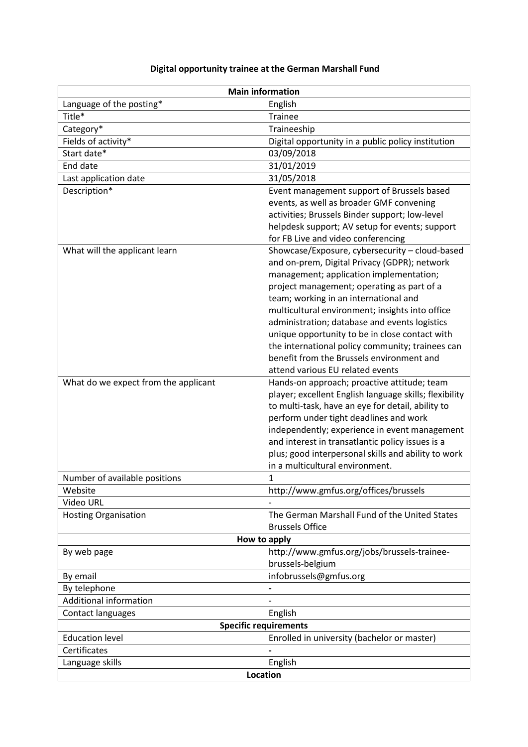# Digital opportunity trainee at the German Marshall Fund

| Main information | |
|---|---|
| Language of the posting* | English |
| Title* | Trainee |
| Category* | Traineeship |
| Fields of activity* | Digital opportunity in a public policy institution |
| Start date* | 03/09/2018 |
| End date | 31/01/2019 |
| Last application date | 31/05/2018 |
| Description* | Event management support of Brussels based events, as well as broader GMF convening activities; Brussels Binder support; low-level helpdesk support; AV setup for events; support for FB Live and video conferencing |
| What will the applicant learn | Showcase/Exposure, cybersecurity – cloud-based and on-prem, Digital Privacy (GDPR); network management; application implementation; project management; operating as part of a team; working in an international and multicultural environment; insights into office administration; database and events logistics unique opportunity to be in close contact with the international policy community; trainees can benefit from the Brussels environment and attend various EU related events |
| What do we expect from the applicant | Hands-on approach; proactive attitude; team player; excellent English language skills; flexibility to multi-task, have an eye for detail, ability to perform under tight deadlines and work independently; experience in event management and interest in transatlantic policy issues is a plus; good interpersonal skills and ability to work in a multicultural environment. |
| Number of available positions | 1 |
| Website | http://www.gmfus.org/offices/brussels |
| Video URL | - |
| Hosting Organisation | The German Marshall Fund of the United States Brussels Office |
| **How to apply** | |
| By web page | http://www.gmfus.org/jobs/brussels-trainee-brussels-belgium |
| By email | infobrussels@gmfus.org |
| By telephone | - |
| Additional information | - |
| Contact languages | English |
| **Specific requirements** | |
| Education level | Enrolled in university (bachelor or master) |
| Certificates | - |
| Language skills | English |
| **Location** | |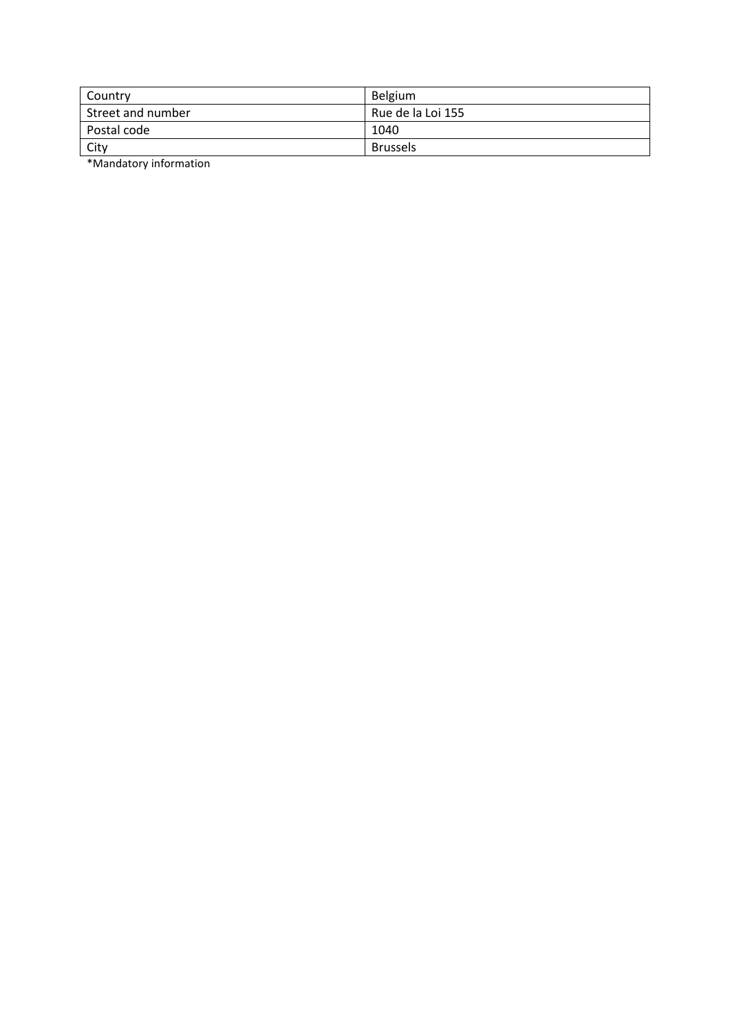| | |
|---|---|
| Country | Belgium |
| Street and number | Rue de la Loi 155 |
| Postal code | 1040 |
| City | Brussels |

*Mandatory information